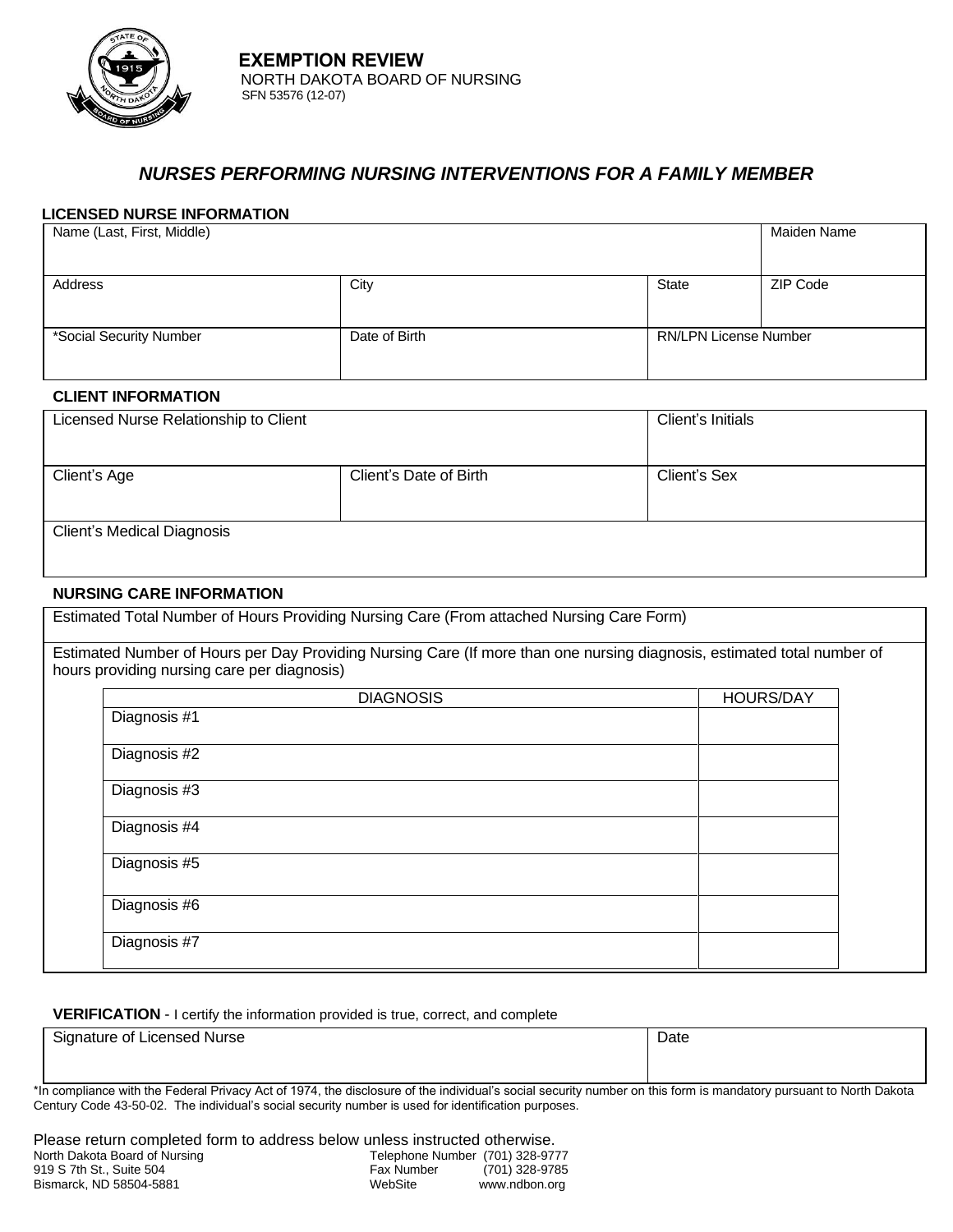# EXEMPTION REVIEW

NORTH DAKOTA BOARD OF NURSING
SFN 53576 (12-07)

## *NURSES PERFORMING NURSING INTERVENTIONS FOR A FAMILY MEMBER*

### LICENSED NURSE INFORMATION

| Name (Last, First, Middle) | | | Maiden Name |
|---|---|---|---|
| Address | City | State | ZIP Code |
| *Social Security Number | Date of Birth | RN/LPN License Number | |

### CLIENT INFORMATION

| Licensed Nurse Relationship to Client | | Client's Initials |
|---|---|---|
| Client's Age | Client's Date of Birth | Client's Sex |
| Client's Medical Diagnosis | | |

### NURSING CARE INFORMATION

Estimated Total Number of Hours Providing Nursing Care (From attached Nursing Care Form)

Estimated Number of Hours per Day Providing Nursing Care (If more than one nursing diagnosis, estimated total number of hours providing nursing care per diagnosis)

| DIAGNOSIS | HOURS/DAY |
|---|---|
| Diagnosis #1 | |
| Diagnosis #2 | |
| Diagnosis #3 | |
| Diagnosis #4 | |
| Diagnosis #5 | |
| Diagnosis #6 | |
| Diagnosis #7 | |

**VERIFICATION** - I certify the information provided is true, correct, and complete

| Signature of Licensed Nurse | Date |
|---|---|
| | |

*In compliance with the Federal Privacy Act of 1974, the disclosure of the individual's social security number on this form is mandatory pursuant to North Dakota Century Code 43-50-02. The individual's social security number is used for identification purposes.

Please return completed form to address below unless instructed otherwise.

North Dakota Board of Nursing
919 S 7th St., Suite 504
Bismarck, ND 58504-5881

Telephone Number (701) 328-9777
Fax Number (701) 328-9785
WebSite www.ndbon.org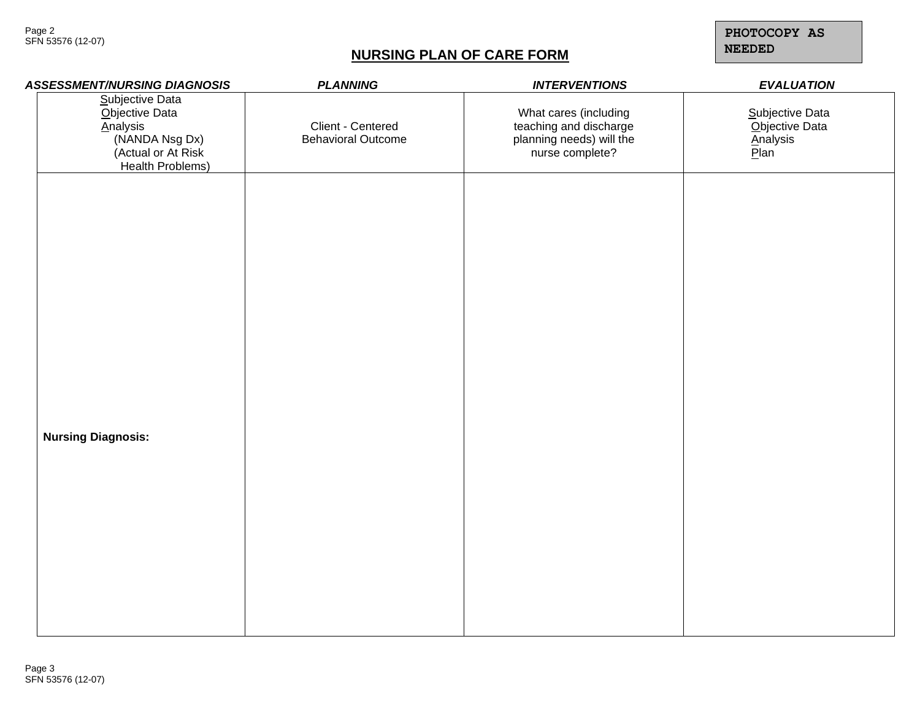**PHOTOCOPY AS NEEDED**

# NURSING PLAN OF CARE FORM

| ***ASSESSMENT/NURSING DIAGNOSIS*** | ***PLANNING*** | ***INTERVENTIONS*** | ***EVALUATION*** |
|---|---|---|---|
| Subjective Data<br>Objective Data<br>Analysis<br>(NANDA Nsg Dx)<br>(Actual or At Risk Health Problems) | Client - Centered Behavioral Outcome | What cares (including teaching and discharge planning needs) will the nurse complete? | Subjective Data<br>Objective Data<br>Analysis<br>Plan |
| **Nursing Diagnosis:** | | | |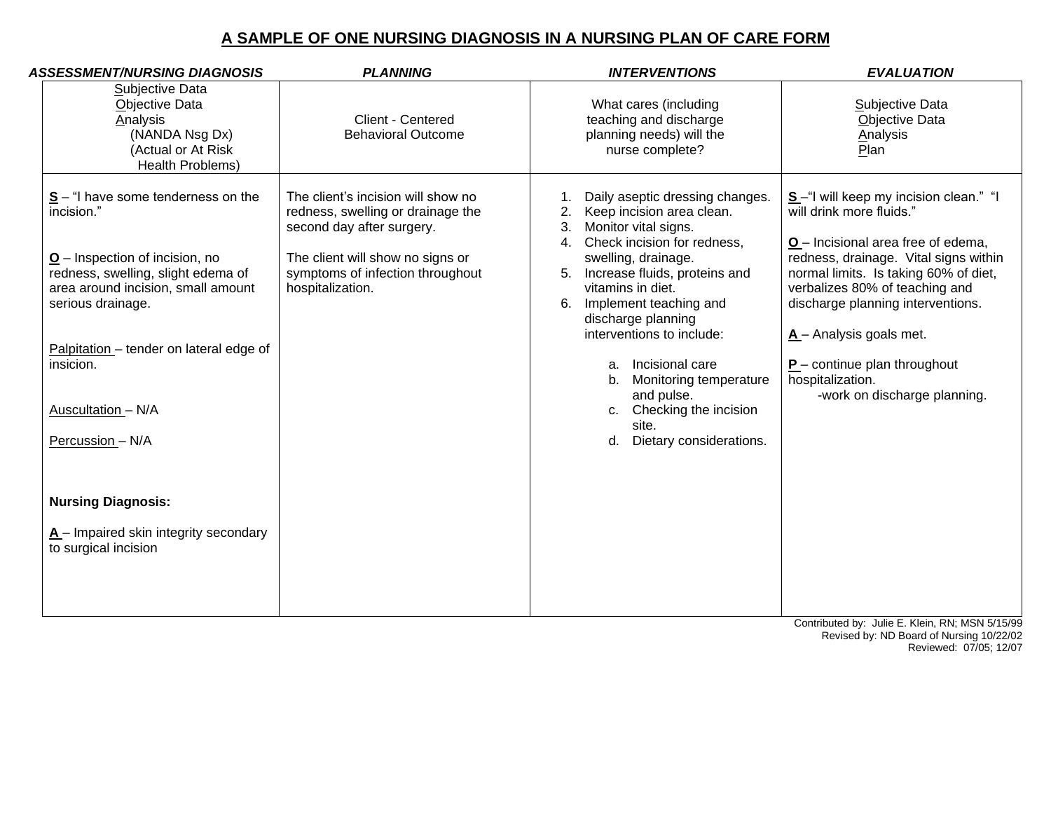# A SAMPLE OF ONE NURSING DIAGNOSIS IN A NURSING PLAN OF CARE FORM

| ***ASSESSMENT/NURSING DIAGNOSIS*** | ***PLANNING*** | ***INTERVENTIONS*** | ***EVALUATION*** |
|---|---|---|---|
| Subjective Data<br>Objective Data<br>Analysis<br>(NANDA Nsg Dx)<br>(Actual or At Risk Health Problems) | Client - Centered Behavioral Outcome | What cares (including teaching and discharge planning needs) will the nurse complete? | Subjective Data<br>Objective Data<br>Analysis<br>Plan |
| **S** – "I have some tenderness on the incision."<br><br>**O** – Inspection of incision, no redness, swelling, slight edema of area around incision, small amount serious drainage.<br><br>Palpitation – tender on lateral edge of insicion.<br><br>Auscultation – N/A<br><br>Percussion – N/A<br><br>**Nursing Diagnosis:**<br><br>**A** – Impaired skin integrity secondary to surgical incision | The client's incision will show no redness, swelling or drainage the second day after surgery.<br><br>The client will show no signs or symptoms of infection throughout hospitalization. | 1. Daily aseptic dressing changes.<br>2. Keep incision area clean.<br>3. Monitor vital signs.<br>4. Check incision for redness, swelling, drainage.<br>5. Increase fluids, proteins and vitamins in diet.<br>6. Implement teaching and discharge planning interventions to include:<br>a. Incisional care<br>b. Monitoring temperature and pulse.<br>c. Checking the incision site.<br>d. Dietary considerations. | **S** –"I will keep my incision clean." "I will drink more fluids."<br><br>**O** – Incisional area free of edema, redness, drainage. Vital signs within normal limits. Is taking 60% of diet, verbalizes 80% of teaching and discharge planning interventions.<br><br>**A** – Analysis goals met.<br><br>**P** – continue plan throughout hospitalization.<br>-work on discharge planning. |

Contributed by: Julie E. Klein, RN; MSN 5/15/99
Revised by: ND Board of Nursing 10/22/02
Reviewed: 07/05; 12/07